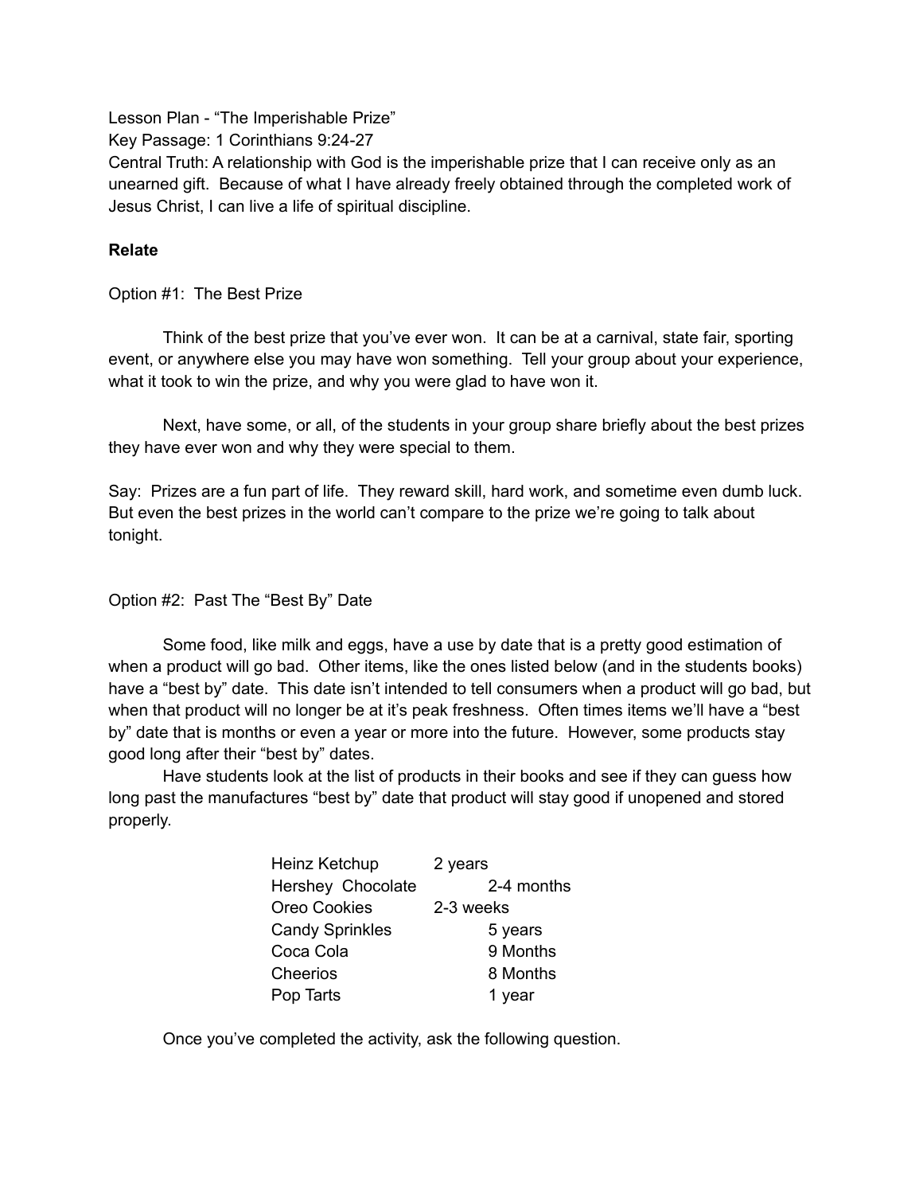Lesson Plan - "The Imperishable Prize"

Key Passage: 1 Corinthians 9:24-27

Central Truth: A relationship with God is the imperishable prize that I can receive only as an unearned gift. Because of what I have already freely obtained through the completed work of Jesus Christ, I can live a life of spiritual discipline.

**Relate**

Option #1: The Best Prize

Think of the best prize that you've ever won. It can be at a carnival, state fair, sporting event, or anywhere else you may have won something. Tell your group about your experience, what it took to win the prize, and why you were glad to have won it.

Next, have some, or all, of the students in your group share briefly about the best prizes they have ever won and why they were special to them.

Say: Prizes are a fun part of life. They reward skill, hard work, and sometime even dumb luck. But even the best prizes in the world can't compare to the prize we're going to talk about tonight.

Option #2: Past The "Best By" Date

Some food, like milk and eggs, have a use by date that is a pretty good estimation of when a product will go bad. Other items, like the ones listed below (and in the students books) have a "best by" date. This date isn't intended to tell consumers when a product will go bad, but when that product will no longer be at it's peak freshness. Often times items we'll have a "best by" date that is months or even a year or more into the future. However, some products stay good long after their "best by" dates.

Have students look at the list of products in their books and see if they can guess how long past the manufactures "best by" date that product will stay good if unopened and stored properly.

| | |
|---|---|
| Heinz Ketchup | 2 years |
| Hershey Chocolate | 2-4 months |
| Oreo Cookies | 2-3 weeks |
| Candy Sprinkles | 5 years |
| Coca Cola | 9 Months |
| Cheerios | 8 Months |
| Pop Tarts | 1 year |

Once you've completed the activity, ask the following question.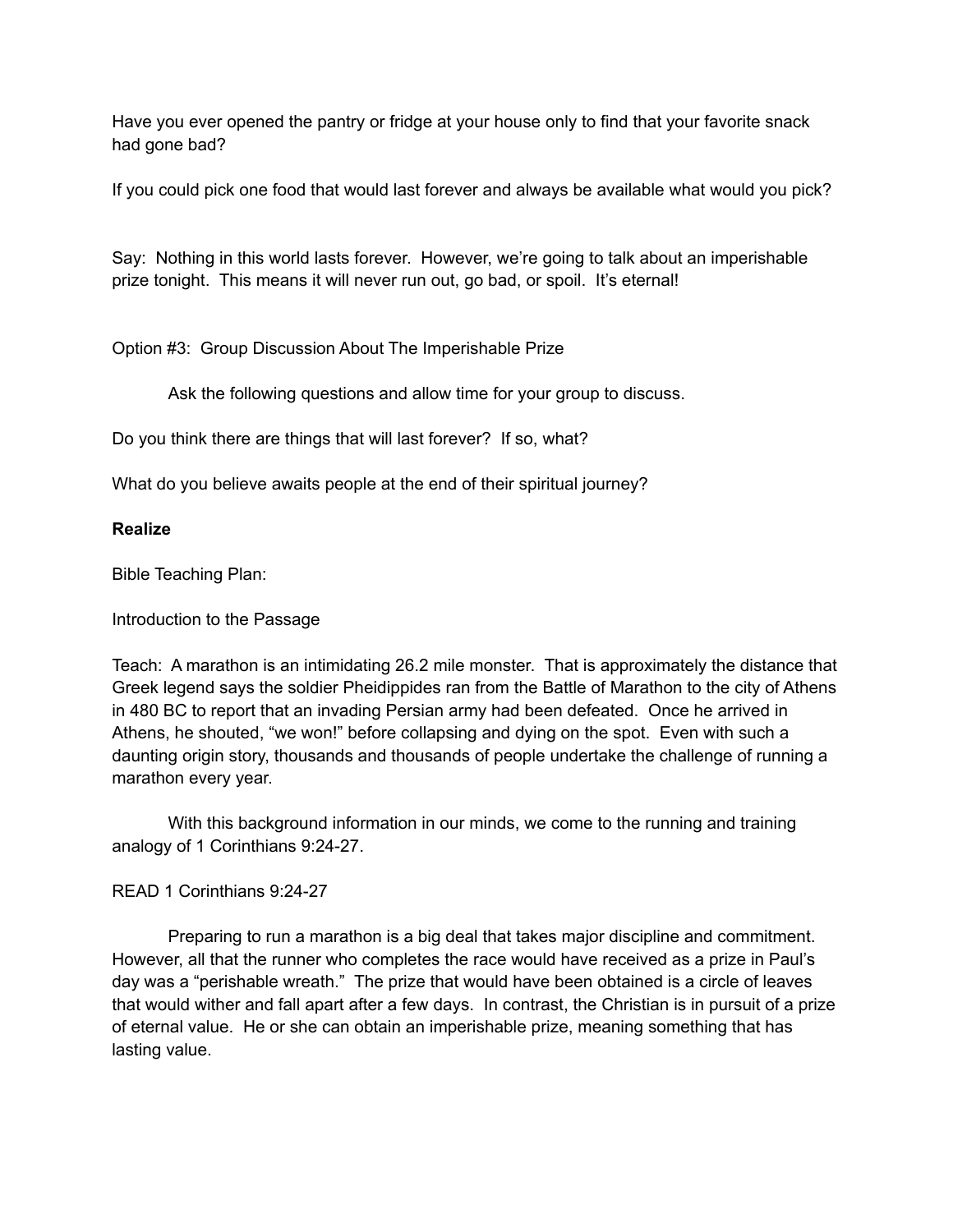Have you ever opened the pantry or fridge at your house only to find that your favorite snack had gone bad?

If you could pick one food that would last forever and always be available what would you pick?

Say: Nothing in this world lasts forever. However, we're going to talk about an imperishable prize tonight. This means it will never run out, go bad, or spoil. It's eternal!

Option #3: Group Discussion About The Imperishable Prize

Ask the following questions and allow time for your group to discuss.

Do you think there are things that will last forever? If so, what?

What do you believe awaits people at the end of their spiritual journey?

**Realize**

Bible Teaching Plan:

Introduction to the Passage

Teach: A marathon is an intimidating 26.2 mile monster. That is approximately the distance that Greek legend says the soldier Pheidippides ran from the Battle of Marathon to the city of Athens in 480 BC to report that an invading Persian army had been defeated. Once he arrived in Athens, he shouted, "we won!" before collapsing and dying on the spot. Even with such a daunting origin story, thousands and thousands of people undertake the challenge of running a marathon every year.

With this background information in our minds, we come to the running and training analogy of 1 Corinthians 9:24-27.

READ 1 Corinthians 9:24-27

Preparing to run a marathon is a big deal that takes major discipline and commitment. However, all that the runner who completes the race would have received as a prize in Paul's day was a "perishable wreath." The prize that would have been obtained is a circle of leaves that would wither and fall apart after a few days. In contrast, the Christian is in pursuit of a prize of eternal value. He or she can obtain an imperishable prize, meaning something that has lasting value.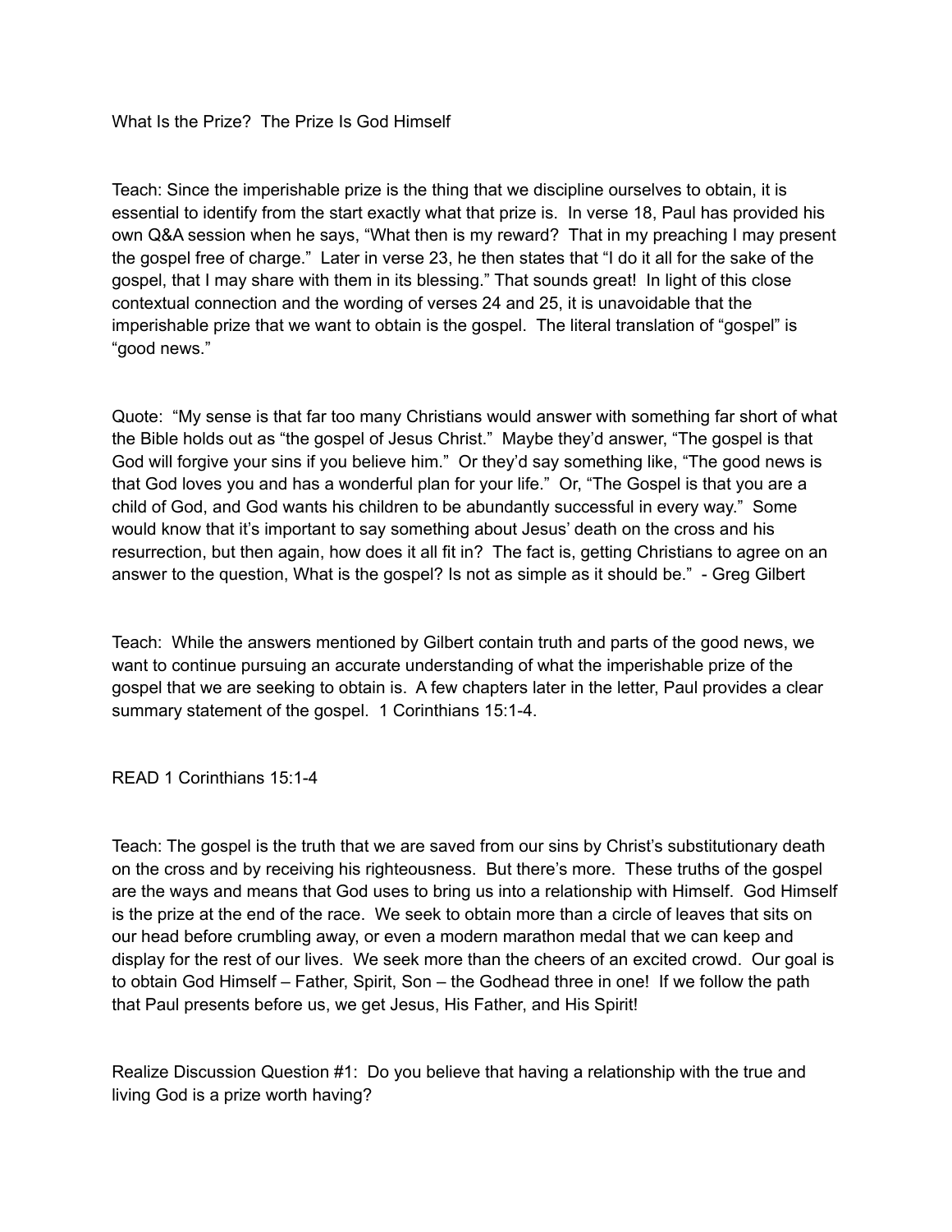What Is the Prize? The Prize Is God Himself

Teach: Since the imperishable prize is the thing that we discipline ourselves to obtain, it is essential to identify from the start exactly what that prize is. In verse 18, Paul has provided his own Q&A session when he says, “What then is my reward? That in my preaching I may present the gospel free of charge.” Later in verse 23, he then states that “I do it all for the sake of the gospel, that I may share with them in its blessing.” That sounds great! In light of this close contextual connection and the wording of verses 24 and 25, it is unavoidable that the imperishable prize that we want to obtain is the gospel. The literal translation of “gospel” is “good news.”

Quote: “My sense is that far too many Christians would answer with something far short of what the Bible holds out as “the gospel of Jesus Christ.” Maybe they’d answer, “The gospel is that God will forgive your sins if you believe him.” Or they’d say something like, “The good news is that God loves you and has a wonderful plan for your life.” Or, “The Gospel is that you are a child of God, and God wants his children to be abundantly successful in every way.” Some would know that it’s important to say something about Jesus’ death on the cross and his resurrection, but then again, how does it all fit in? The fact is, getting Christians to agree on an answer to the question, What is the gospel? Is not as simple as it should be.” - Greg Gilbert

Teach: While the answers mentioned by Gilbert contain truth and parts of the good news, we want to continue pursuing an accurate understanding of what the imperishable prize of the gospel that we are seeking to obtain is. A few chapters later in the letter, Paul provides a clear summary statement of the gospel. 1 Corinthians 15:1-4.

READ 1 Corinthians 15:1-4

Teach: The gospel is the truth that we are saved from our sins by Christ’s substitutionary death on the cross and by receiving his righteousness. But there’s more. These truths of the gospel are the ways and means that God uses to bring us into a relationship with Himself. God Himself is the prize at the end of the race. We seek to obtain more than a circle of leaves that sits on our head before crumbling away, or even a modern marathon medal that we can keep and display for the rest of our lives. We seek more than the cheers of an excited crowd. Our goal is to obtain God Himself – Father, Spirit, Son – the Godhead three in one! If we follow the path that Paul presents before us, we get Jesus, His Father, and His Spirit!

Realize Discussion Question #1: Do you believe that having a relationship with the true and living God is a prize worth having?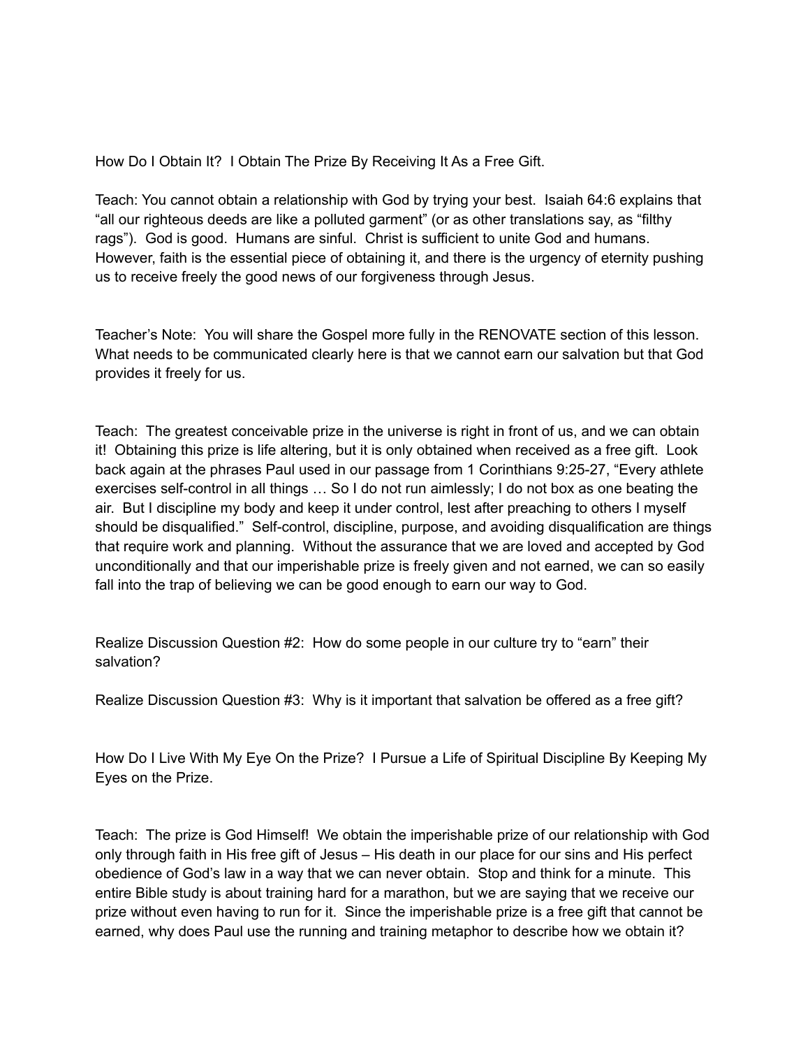How Do I Obtain It? I Obtain The Prize By Receiving It As a Free Gift.

Teach: You cannot obtain a relationship with God by trying your best. Isaiah 64:6 explains that "all our righteous deeds are like a polluted garment" (or as other translations say, as "filthy rags"). God is good. Humans are sinful. Christ is sufficient to unite God and humans. However, faith is the essential piece of obtaining it, and there is the urgency of eternity pushing us to receive freely the good news of our forgiveness through Jesus.

Teacher's Note: You will share the Gospel more fully in the RENOVATE section of this lesson. What needs to be communicated clearly here is that we cannot earn our salvation but that God provides it freely for us.

Teach: The greatest conceivable prize in the universe is right in front of us, and we can obtain it! Obtaining this prize is life altering, but it is only obtained when received as a free gift. Look back again at the phrases Paul used in our passage from 1 Corinthians 9:25-27, "Every athlete exercises self-control in all things … So I do not run aimlessly; I do not box as one beating the air. But I discipline my body and keep it under control, lest after preaching to others I myself should be disqualified." Self-control, discipline, purpose, and avoiding disqualification are things that require work and planning. Without the assurance that we are loved and accepted by God unconditionally and that our imperishable prize is freely given and not earned, we can so easily fall into the trap of believing we can be good enough to earn our way to God.

Realize Discussion Question #2: How do some people in our culture try to "earn" their salvation?

Realize Discussion Question #3: Why is it important that salvation be offered as a free gift?

How Do I Live With My Eye On the Prize? I Pursue a Life of Spiritual Discipline By Keeping My Eyes on the Prize.

Teach: The prize is God Himself! We obtain the imperishable prize of our relationship with God only through faith in His free gift of Jesus – His death in our place for our sins and His perfect obedience of God's law in a way that we can never obtain. Stop and think for a minute. This entire Bible study is about training hard for a marathon, but we are saying that we receive our prize without even having to run for it. Since the imperishable prize is a free gift that cannot be earned, why does Paul use the running and training metaphor to describe how we obtain it?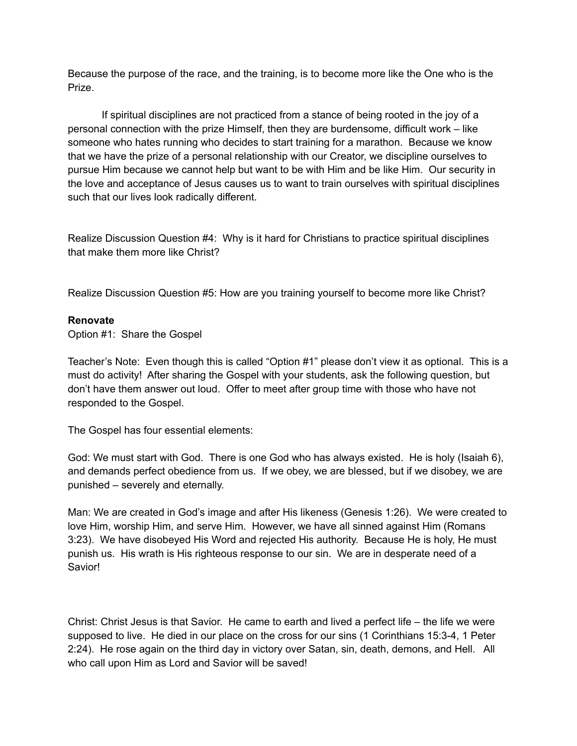Because the purpose of the race, and the training, is to become more like the One who is the Prize.

If spiritual disciplines are not practiced from a stance of being rooted in the joy of a personal connection with the prize Himself, then they are burdensome, difficult work – like someone who hates running who decides to start training for a marathon. Because we know that we have the prize of a personal relationship with our Creator, we discipline ourselves to pursue Him because we cannot help but want to be with Him and be like Him. Our security in the love and acceptance of Jesus causes us to want to train ourselves with spiritual disciplines such that our lives look radically different.

Realize Discussion Question #4: Why is it hard for Christians to practice spiritual disciplines that make them more like Christ?

Realize Discussion Question #5: How are you training yourself to become more like Christ?

**Renovate**

Option #1: Share the Gospel

Teacher's Note: Even though this is called "Option #1" please don't view it as optional. This is a must do activity! After sharing the Gospel with your students, ask the following question, but don't have them answer out loud. Offer to meet after group time with those who have not responded to the Gospel.

The Gospel has four essential elements:

God: We must start with God. There is one God who has always existed. He is holy (Isaiah 6), and demands perfect obedience from us. If we obey, we are blessed, but if we disobey, we are punished – severely and eternally.

Man: We are created in God's image and after His likeness (Genesis 1:26). We were created to love Him, worship Him, and serve Him. However, we have all sinned against Him (Romans 3:23). We have disobeyed His Word and rejected His authority. Because He is holy, He must punish us. His wrath is His righteous response to our sin. We are in desperate need of a Savior!

Christ: Christ Jesus is that Savior. He came to earth and lived a perfect life – the life we were supposed to live. He died in our place on the cross for our sins (1 Corinthians 15:3-4, 1 Peter 2:24). He rose again on the third day in victory over Satan, sin, death, demons, and Hell. All who call upon Him as Lord and Savior will be saved!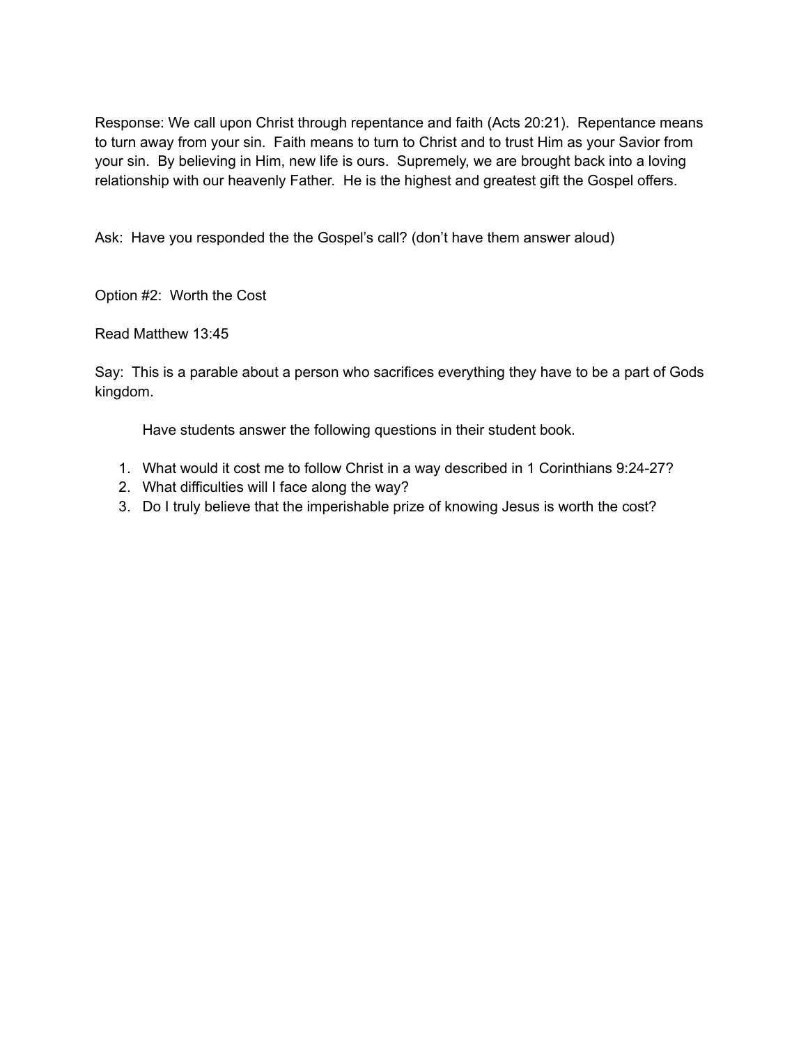Response: We call upon Christ through repentance and faith (Acts 20:21). Repentance means to turn away from your sin. Faith means to turn to Christ and to trust Him as your Savior from your sin. By believing in Him, new life is ours. Supremely, we are brought back into a loving relationship with our heavenly Father. He is the highest and greatest gift the Gospel offers.

Ask: Have you responded the the Gospel's call? (don't have them answer aloud)

Option #2: Worth the Cost

Read Matthew 13:45

Say: This is a parable about a person who sacrifices everything they have to be a part of Gods kingdom.

Have students answer the following questions in their student book.

1. What would it cost me to follow Christ in a way described in 1 Corinthians 9:24-27?
2. What difficulties will I face along the way?
3. Do I truly believe that the imperishable prize of knowing Jesus is worth the cost?